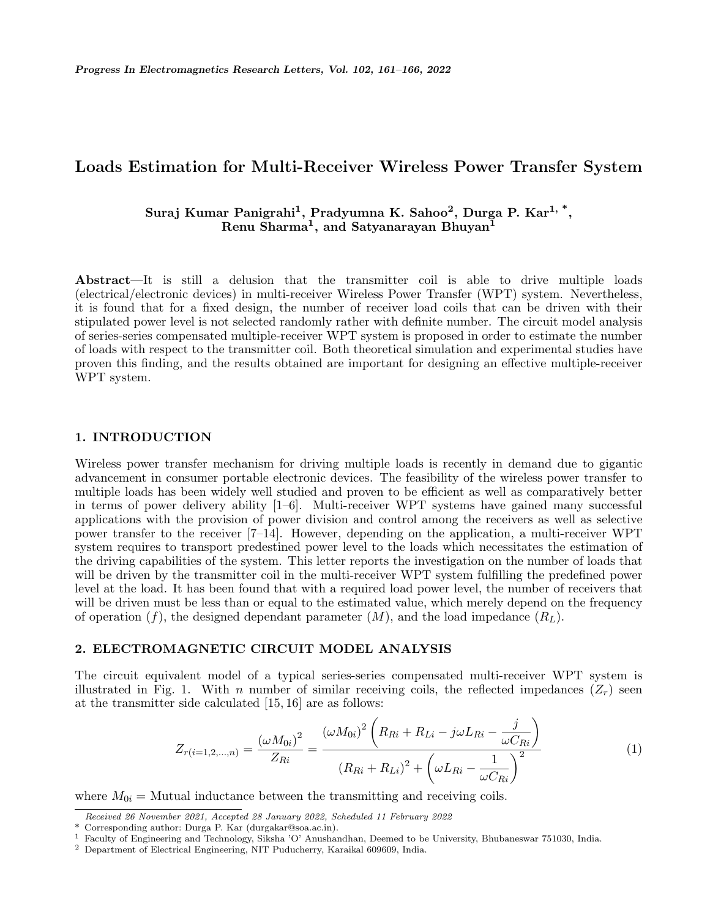# Loads Estimation for Multi-Receiver Wireless Power Transfer System

**Suraj Kumar Panigrahi[1], Pradyumna K. Sahoo[2], Durga P. Kar[1, *], Renu Sharma[1], and Satyanarayan Bhuyan[1]**

**Abstract**—It is still a delusion that the transmitter coil is able to drive multiple loads (electrical/electronic devices) in multi-receiver Wireless Power Transfer (WPT) system. Nevertheless, it is found that for a fixed design, the number of receiver load coils that can be driven with their stipulated power level is not selected randomly rather with definite number. The circuit model analysis of series-series compensated multiple-receiver WPT system is proposed in order to estimate the number of loads with respect to the transmitter coil. Both theoretical simulation and experimental studies have proven this finding, and the results obtained are important for designing an effective multiple-receiver WPT system.

## 1. INTRODUCTION

Wireless power transfer mechanism for driving multiple loads is recently in demand due to gigantic advancement in consumer portable electronic devices. The feasibility of the wireless power transfer to multiple loads has been widely well studied and proven to be efficient as well as comparatively better in terms of power delivery ability [1–6]. Multi-receiver WPT systems have gained many successful applications with the provision of power division and control among the receivers as well as selective power transfer to the receiver [7–14]. However, depending on the application, a multi-receiver WPT system requires to transport predestined power level to the loads which necessitates the estimation of the driving capabilities of the system. This letter reports the investigation on the number of loads that will be driven by the transmitter coil in the multi-receiver WPT system fulfilling the predefined power level at the load. It has been found that with a required load power level, the number of receivers that will be driven must be less than or equal to the estimated value, which merely depend on the frequency of operation ($f$), the designed dependant parameter ($M$), and the load impedance ($R_L$).

## 2. ELECTROMAGNETIC CIRCUIT MODEL ANALYSIS

The circuit equivalent model of a typical series-series compensated multi-receiver WPT system is illustrated in Fig. 1. With $n$ number of similar receiving coils, the reflected impedances ($Z_r$) seen at the transmitter side calculated [15, 16] are as follows:

$$Z_{r(i=1,2,\ldots,n)} = \frac{(\omega M_{0i})^2}{Z_{Ri}} = \frac{(\omega M_{0i})^2 \left(R_{Ri} + R_{Li} - j\omega L_{Ri} - \dfrac{j}{\omega C_{Ri}}\right)}{(R_{Ri} + R_{Li})^2 + \left(\omega L_{Ri} - \dfrac{1}{\omega C_{Ri}}\right)^2} \tag{1}$$

where $M_{0i}$ = Mutual inductance between the transmitting and receiving coils.

*Received 26 November 2021, Accepted 28 January 2022, Scheduled 11 February 2022*

\* Corresponding author: Durga P. Kar (durgakar@soa.ac.in).

[1] Faculty of Engineering and Technology, Siksha 'O' Anushandhan, Deemed to be University, Bhubaneswar 751030, India.

[2] Department of Electrical Engineering, NIT Puducherry, Karaikal 609609, India.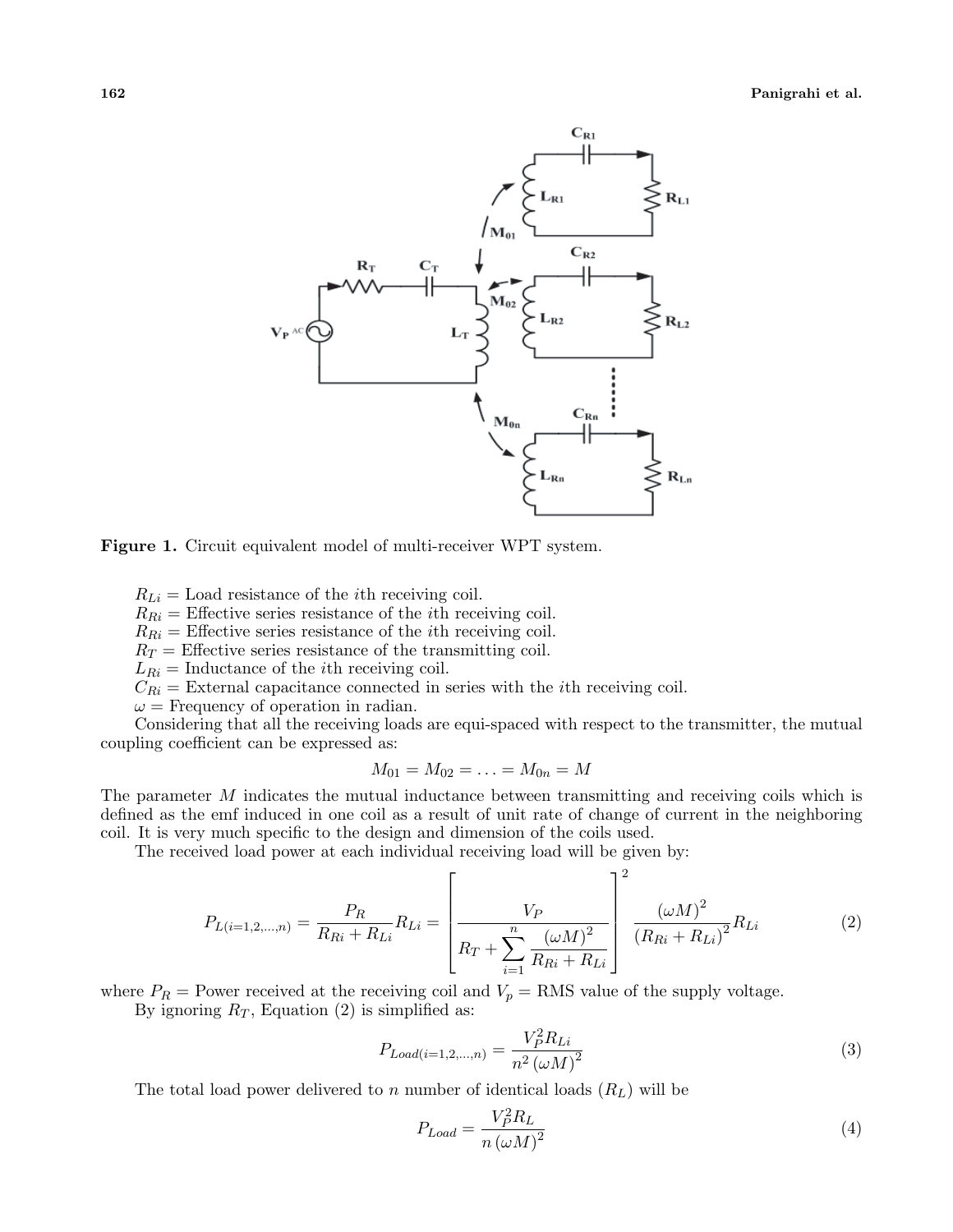**Figure 1.** Circuit equivalent model of multi-receiver WPT system.

$R_{Li}$ = Load resistance of the $i$th receiving coil.
$R_{Ri}$ = Effective series resistance of the $i$th receiving coil.
$R_{Ri}$ = Effective series resistance of the $i$th receiving coil.
$R_T$ = Effective series resistance of the transmitting coil.
$L_{Ri}$ = Inductance of the $i$th receiving coil.
$C_{Ri}$ = External capacitance connected in series with the $i$th receiving coil.
$\omega$ = Frequency of operation in radian.

Considering that all the receiving loads are equi-spaced with respect to the transmitter, the mutual coupling coefficient can be expressed as:

$$M_{01} = M_{02} = \ldots = M_{0n} = M$$

The parameter $M$ indicates the mutual inductance between transmitting and receiving coils which is defined as the emf induced in one coil as a result of unit rate of change of current in the neighboring coil. It is very much specific to the design and dimension of the coils used.

The received load power at each individual receiving load will be given by:

$$P_{L(i=1,2,\ldots,n)} = \frac{P_R}{R_{Ri} + R_{Li}} R_{Li} = \left[ \frac{V_P}{R_T + \sum\limits_{i=1}^{n} \frac{(\omega M)^2}{R_{Ri} + R_{Li}}} \right]^2 \frac{(\omega M)^2}{(R_{Ri} + R_{Li})^2} R_{Li} \tag{2}$$

where $P_R$ = Power received at the receiving coil and $V_p$ = RMS value of the supply voltage.

By ignoring $R_T$, Equation (2) is simplified as:

$$P_{Load(i=1,2,\ldots,n)} = \frac{V_P^2 R_{Li}}{n^2 (\omega M)^2} \tag{3}$$

The total load power delivered to $n$ number of identical loads ($R_L$) will be

$$P_{Load} = \frac{V_P^2 R_L}{n (\omega M)^2} \tag{4}$$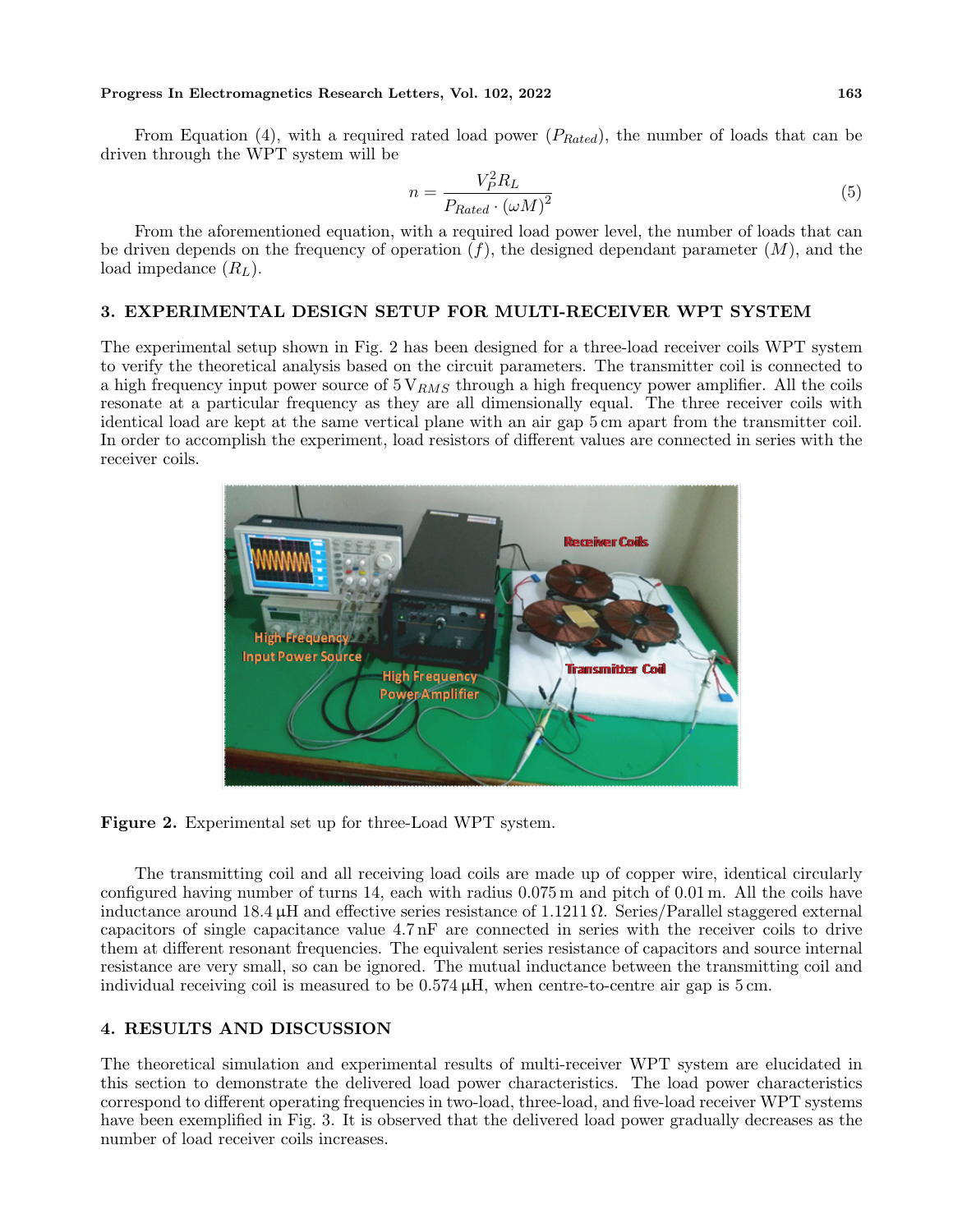From Equation (4), with a required rated load power ($P_{Rated}$), the number of loads that can be driven through the WPT system will be

$$n = \frac{V_P^2 R_L}{P_{Rated} \cdot (\omega M)^2} \tag{5}$$

From the aforementioned equation, with a required load power level, the number of loads that can be driven depends on the frequency of operation ($f$), the designed dependant parameter ($M$), and the load impedance ($R_L$).

## 3. EXPERIMENTAL DESIGN SETUP FOR MULTI-RECEIVER WPT SYSTEM

The experimental setup shown in Fig. 2 has been designed for a three-load receiver coils WPT system to verify the theoretical analysis based on the circuit parameters. The transmitter coil is connected to a high frequency input power source of $5\,V_{RMS}$ through a high frequency power amplifier. All the coils resonate at a particular frequency as they are all dimensionally equal. The three receiver coils with identical load are kept at the same vertical plane with an air gap 5 cm apart from the transmitter coil. In order to accomplish the experiment, load resistors of different values are connected in series with the receiver coils.

**Figure 2.** Experimental set up for three-Load WPT system.

The transmitting coil and all receiving load coils are made up of copper wire, identical circularly configured having number of turns 14, each with radius 0.075 m and pitch of 0.01 m. All the coils have inductance around 18.4 μH and effective series resistance of 1.1211 Ω. Series/Parallel staggered external capacitors of single capacitance value 4.7 nF are connected in series with the receiver coils to drive them at different resonant frequencies. The equivalent series resistance of capacitors and source internal resistance are very small, so can be ignored. The mutual inductance between the transmitting coil and individual receiving coil is measured to be 0.574 μH, when centre-to-centre air gap is 5 cm.

## 4. RESULTS AND DISCUSSION

The theoretical simulation and experimental results of multi-receiver WPT system are elucidated in this section to demonstrate the delivered load power characteristics. The load power characteristics correspond to different operating frequencies in two-load, three-load, and five-load receiver WPT systems have been exemplified in Fig. 3. It is observed that the delivered load power gradually decreases as the number of load receiver coils increases.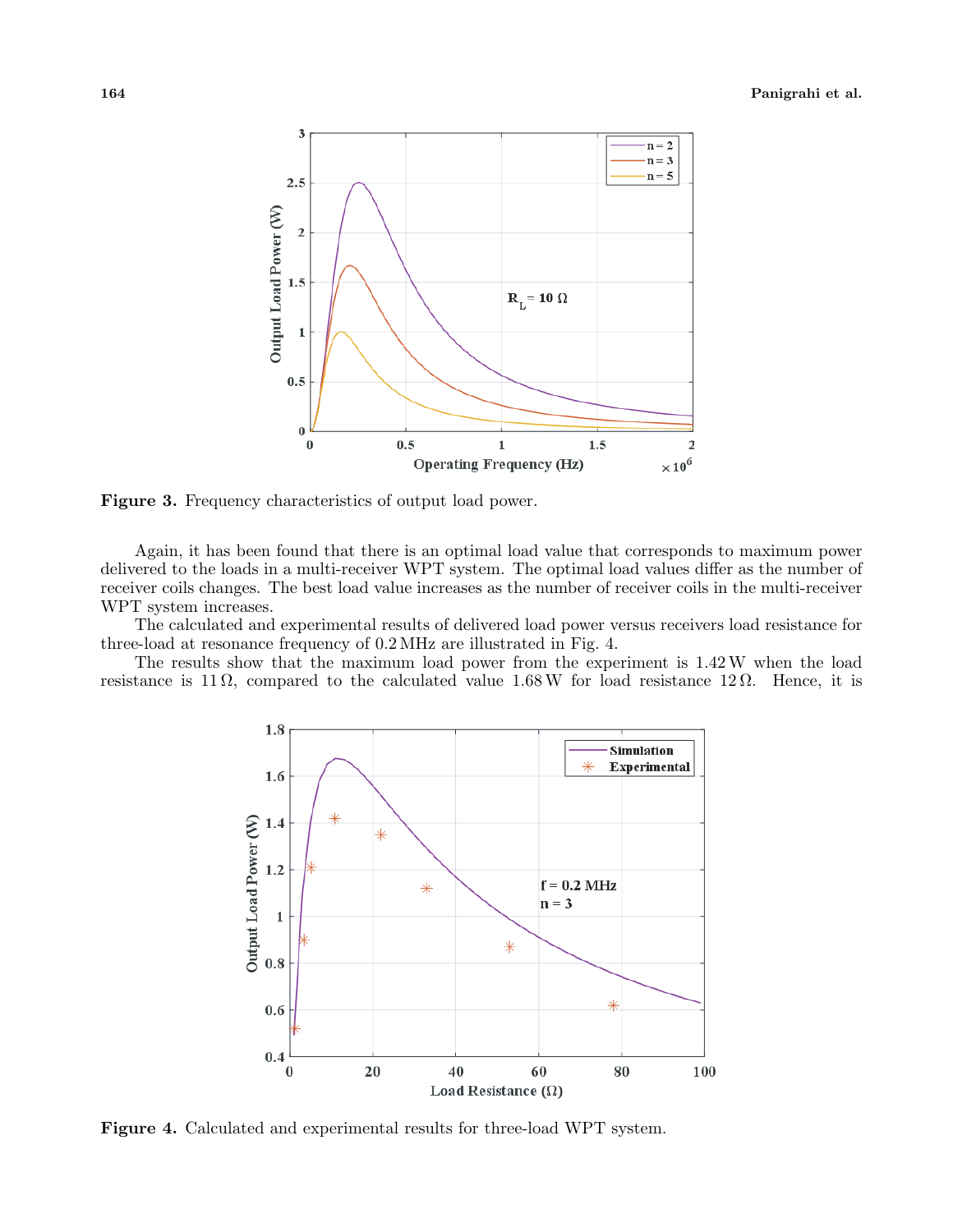Figure 3. Frequency characteristics of output load power.

Again, it has been found that there is an optimal load value that corresponds to maximum power delivered to the loads in a multi-receiver WPT system. The optimal load values differ as the number of receiver coils changes. The best load value increases as the number of receiver coils in the multi-receiver WPT system increases.

The calculated and experimental results of delivered load power versus receivers load resistance for three-load at resonance frequency of 0.2 MHz are illustrated in Fig. 4.

The results show that the maximum load power from the experiment is 1.42 W when the load resistance is 11 Ω, compared to the calculated value 1.68 W for load resistance 12 Ω. Hence, it is

Figure 4. Calculated and experimental results for three-load WPT system.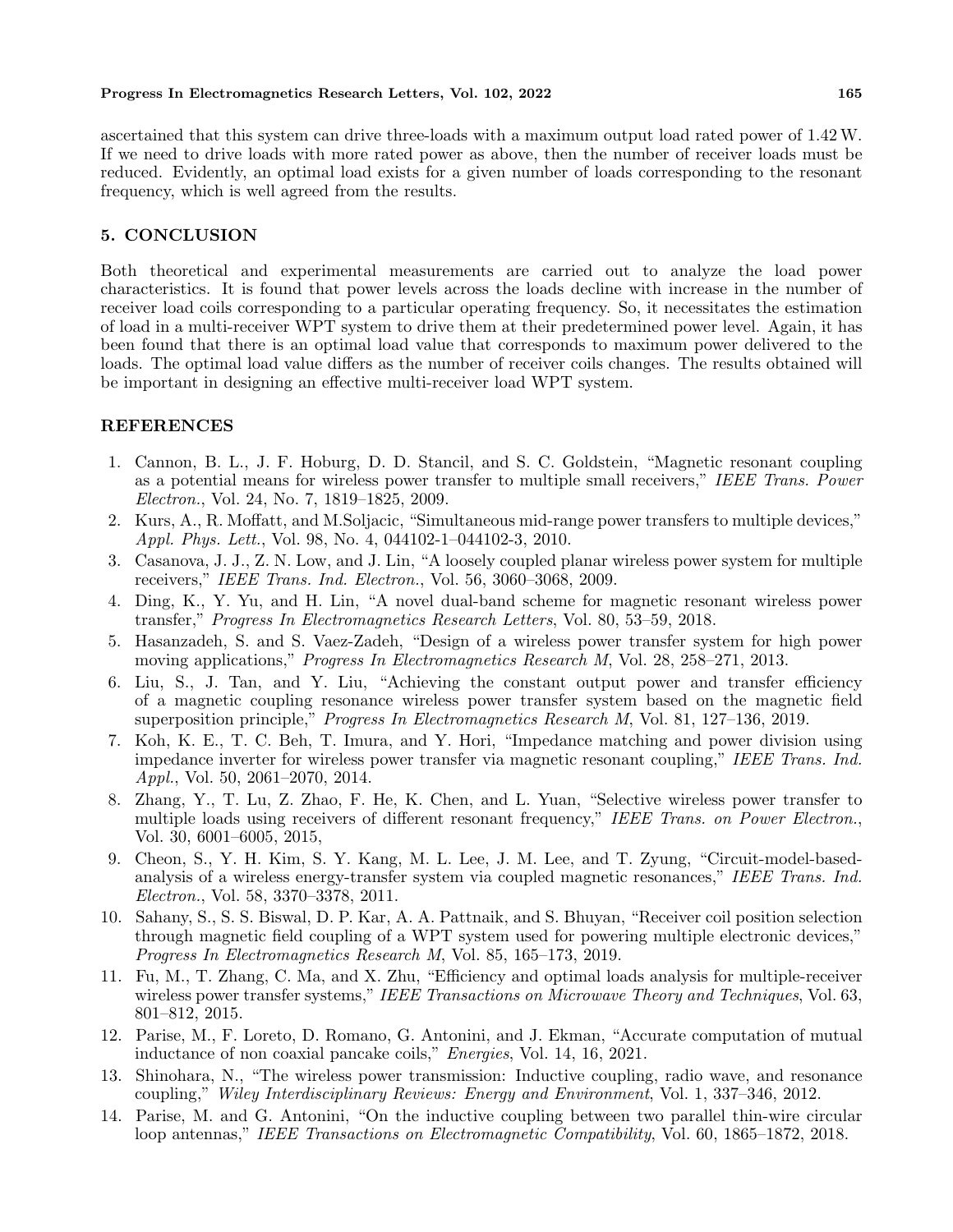ascertained that this system can drive three-loads with a maximum output load rated power of 1.42 W. If we need to drive loads with more rated power as above, then the number of receiver loads must be reduced. Evidently, an optimal load exists for a given number of loads corresponding to the resonant frequency, which is well agreed from the results.

## 5. CONCLUSION

Both theoretical and experimental measurements are carried out to analyze the load power characteristics. It is found that power levels across the loads decline with increase in the number of receiver load coils corresponding to a particular operating frequency. So, it necessitates the estimation of load in a multi-receiver WPT system to drive them at their predetermined power level. Again, it has been found that there is an optimal load value that corresponds to maximum power delivered to the loads. The optimal load value differs as the number of receiver coils changes. The results obtained will be important in designing an effective multi-receiver load WPT system.

## REFERENCES

1. Cannon, B. L., J. F. Hoburg, D. D. Stancil, and S. C. Goldstein, "Magnetic resonant coupling as a potential means for wireless power transfer to multiple small receivers," *IEEE Trans. Power Electron.*, Vol. 24, No. 7, 1819–1825, 2009.
2. Kurs, A., R. Moffatt, and M.Soljacic, "Simultaneous mid-range power transfers to multiple devices," *Appl. Phys. Lett.*, Vol. 98, No. 4, 044102-1–044102-3, 2010.
3. Casanova, J. J., Z. N. Low, and J. Lin, "A loosely coupled planar wireless power system for multiple receivers," *IEEE Trans. Ind. Electron.*, Vol. 56, 3060–3068, 2009.
4. Ding, K., Y. Yu, and H. Lin, "A novel dual-band scheme for magnetic resonant wireless power transfer," *Progress In Electromagnetics Research Letters*, Vol. 80, 53–59, 2018.
5. Hasanzadeh, S. and S. Vaez-Zadeh, "Design of a wireless power transfer system for high power moving applications," *Progress In Electromagnetics Research M*, Vol. 28, 258–271, 2013.
6. Liu, S., J. Tan, and Y. Liu, "Achieving the constant output power and transfer efficiency of a magnetic coupling resonance wireless power transfer system based on the magnetic field superposition principle," *Progress In Electromagnetics Research M*, Vol. 81, 127–136, 2019.
7. Koh, K. E., T. C. Beh, T. Imura, and Y. Hori, "Impedance matching and power division using impedance inverter for wireless power transfer via magnetic resonant coupling," *IEEE Trans. Ind. Appl.*, Vol. 50, 2061–2070, 2014.
8. Zhang, Y., T. Lu, Z. Zhao, F. He, K. Chen, and L. Yuan, "Selective wireless power transfer to multiple loads using receivers of different resonant frequency," *IEEE Trans. on Power Electron.*, Vol. 30, 6001–6005, 2015,
9. Cheon, S., Y. H. Kim, S. Y. Kang, M. L. Lee, J. M. Lee, and T. Zyung, "Circuit-model-based-analysis of a wireless energy-transfer system via coupled magnetic resonances," *IEEE Trans. Ind. Electron.*, Vol. 58, 3370–3378, 2011.
10. Sahany, S., S. S. Biswal, D. P. Kar, A. A. Pattnaik, and S. Bhuyan, "Receiver coil position selection through magnetic field coupling of a WPT system used for powering multiple electronic devices," *Progress In Electromagnetics Research M*, Vol. 85, 165–173, 2019.
11. Fu, M., T. Zhang, C. Ma, and X. Zhu, "Efficiency and optimal loads analysis for multiple-receiver wireless power transfer systems," *IEEE Transactions on Microwave Theory and Techniques*, Vol. 63, 801–812, 2015.
12. Parise, M., F. Loreto, D. Romano, G. Antonini, and J. Ekman, "Accurate computation of mutual inductance of non coaxial pancake coils," *Energies*, Vol. 14, 16, 2021.
13. Shinohara, N., "The wireless power transmission: Inductive coupling, radio wave, and resonance coupling," *Wiley Interdisciplinary Reviews: Energy and Environment*, Vol. 1, 337–346, 2012.
14. Parise, M. and G. Antonini, "On the inductive coupling between two parallel thin-wire circular loop antennas," *IEEE Transactions on Electromagnetic Compatibility*, Vol. 60, 1865–1872, 2018.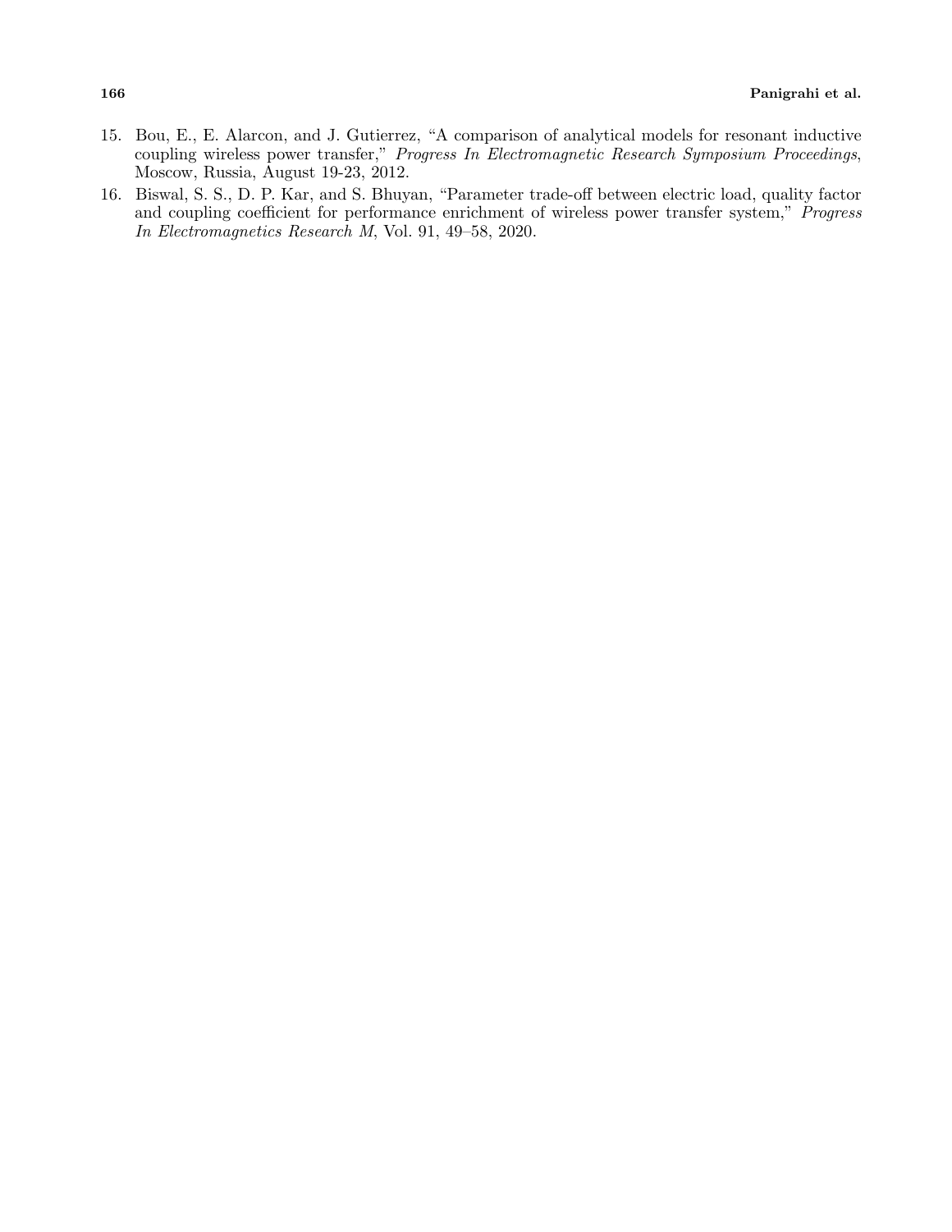15. Bou, E., E. Alarcon, and J. Gutierrez, "A comparison of analytical models for resonant inductive coupling wireless power transfer," *Progress In Electromagnetic Research Symposium Proceedings*, Moscow, Russia, August 19-23, 2012.
16. Biswal, S. S., D. P. Kar, and S. Bhuyan, "Parameter trade-off between electric load, quality factor and coupling coefficient for performance enrichment of wireless power transfer system," *Progress In Electromagnetics Research M*, Vol. 91, 49–58, 2020.